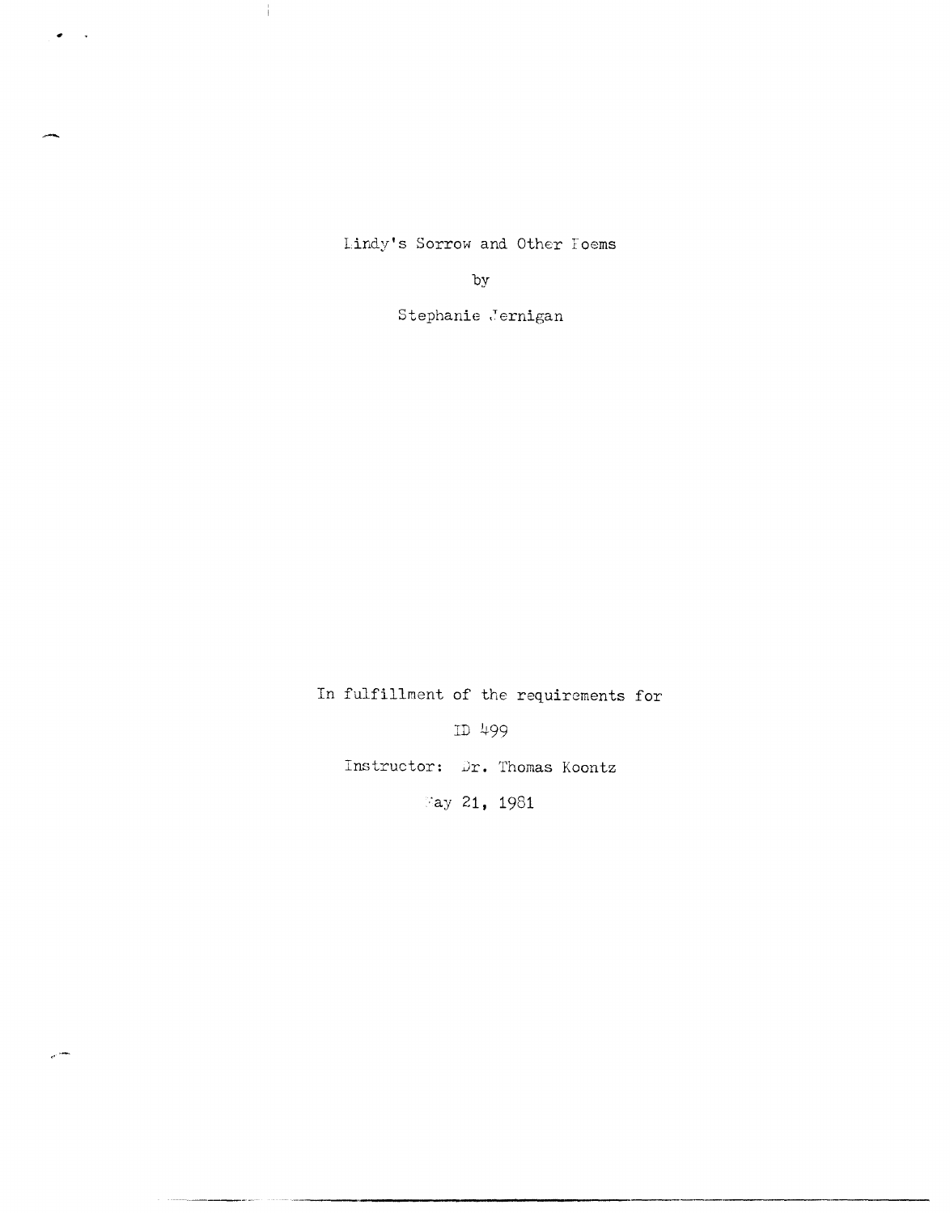Lindy's Sorrow and Other Poems

by

Stephanie Jernigan

In fulfillment of the requirements for

ID 499

Instructor: Dr. Thomas Koontz

May 21, 1981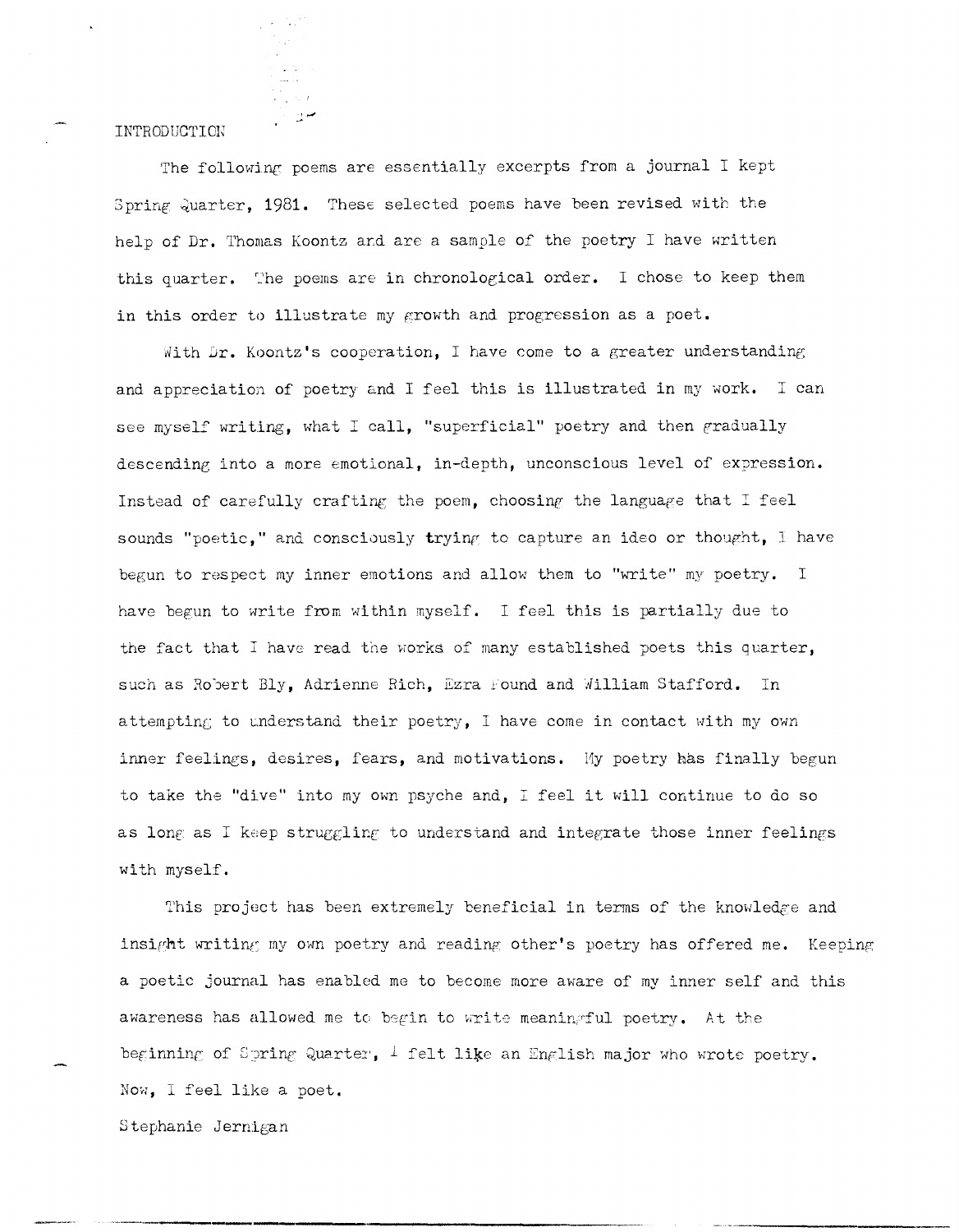# INTRODUCTION

The following poems are essentially excerpts from a journal I kept Spring Quarter, 1981. These selected poems have been revised with the help of Dr. Thomas Koontz and are a sample of the poetry I have written this quarter. The poems are in chronological order. I chose to keep them in this order to illustrate my growth and progression as a poet.

With Dr. Koontz's cooperation, I have come to a greater understanding and appreciation of poetry and I feel this is illustrated in my work. I can see myself writing, what I call, "superficial" poetry and then gradually descending into a more emotional, in-depth, unconscious level of expression. Instead of carefully crafting the poem, choosing the language that I feel sounds "poetic," and consciously **trying** to capture an ideo or thought, I have begun to respect my inner emotions and allow them to "write" my poetry. I have begun to write from within myself. I feel this is partially due to the fact that I have read the works of many established poets this quarter, such as Robert Bly, Adrienne Rich, Ezra Pound and William Stafford. In attempting to understand their poetry, I have come in contact with my own inner feelings, desires, fears, and motivations. My poetry has finally begun to take the "dive" into my own psyche and, I feel it will continue to do so as long as I keep struggling to understand and integrate those inner feelings with myself.

This project has been extremely beneficial in terms of the knowledge and insight writing my own poetry and reading other's poetry has offered me. Keeping a poetic journal has enabled me to become more aware of my inner self and this awareness has allowed me to begin to write meaningful poetry. At the beginning of Spring Quarter, I felt like an English major who wrote poetry. Now, I feel like a poet.

Stephanie Jernigan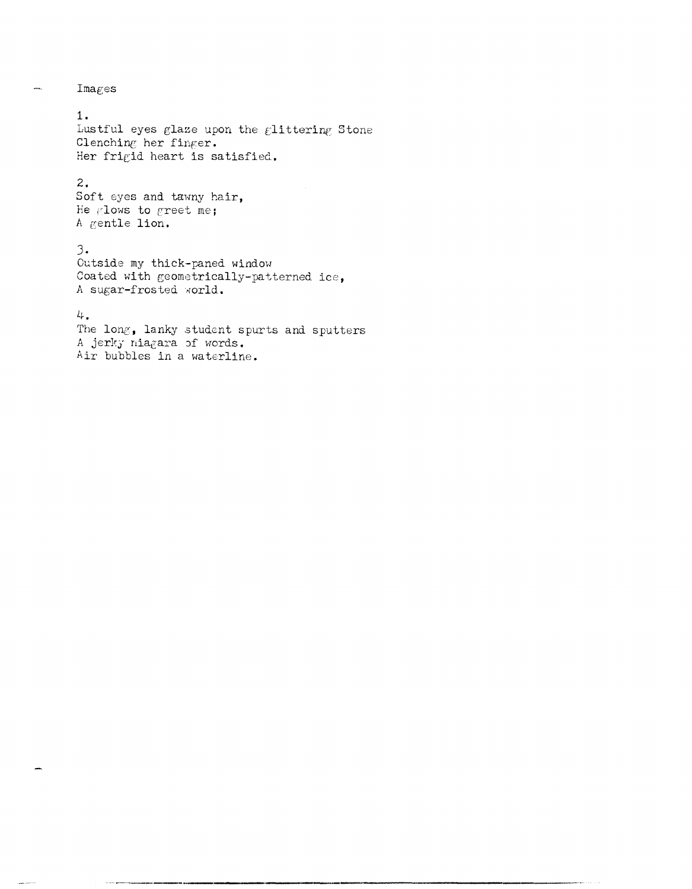Images

1.
Lustful eyes glaze upon the glittering Stone
Clenching her finger.
Her frigid heart is satisfied.

2.
Soft eyes and tawny hair,
He glows to greet me;
A gentle lion.

3.
Outside my thick-paned window
Coated with geometrically-patterned ice,
A sugar-frosted world.

4.
The long, lanky student spurts and sputters
A jerky niagara of words.
Air bubbles in a waterline.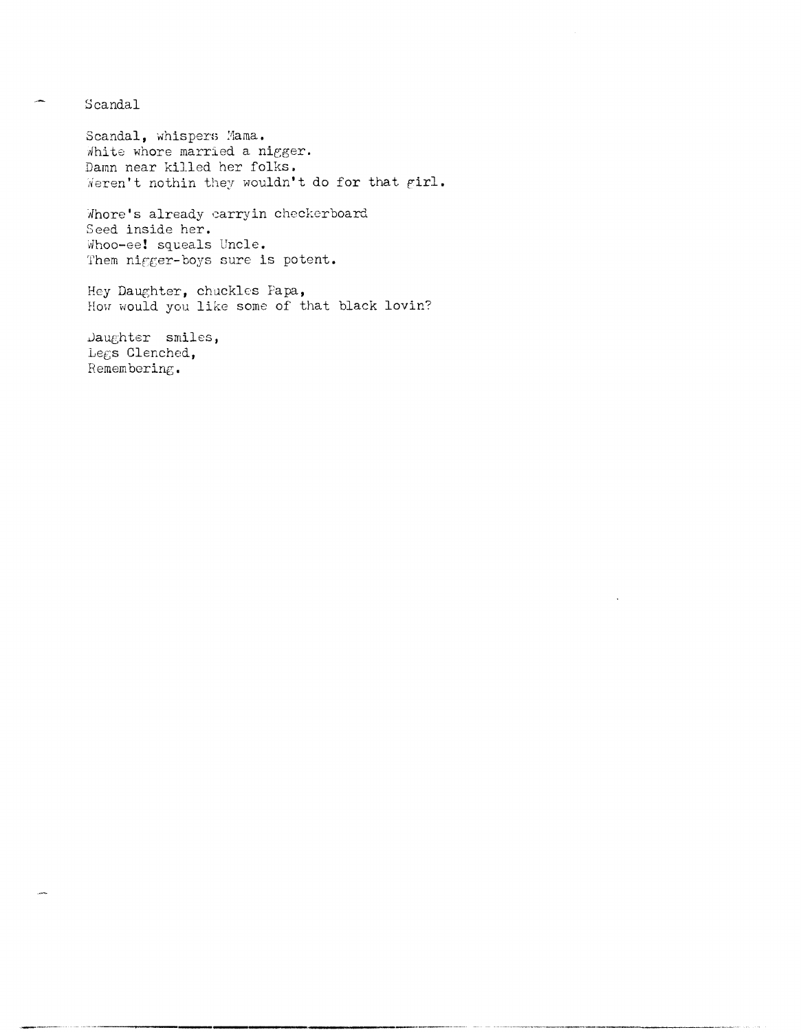Scandal

Scandal, whispers Mama.
White whore married a nigger.
Damn near killed her folks.
Weren't nothin they wouldn't do for that girl.

Whore's already carryin checkerboard
Seed inside her.
Whoo-ee! squeals Uncle.
Them nigger-boys sure is potent.

Hey Daughter, chuckles Papa,
How would you like some of that black lovin?

Daughter smiles,
Legs Clenched,
Remembering.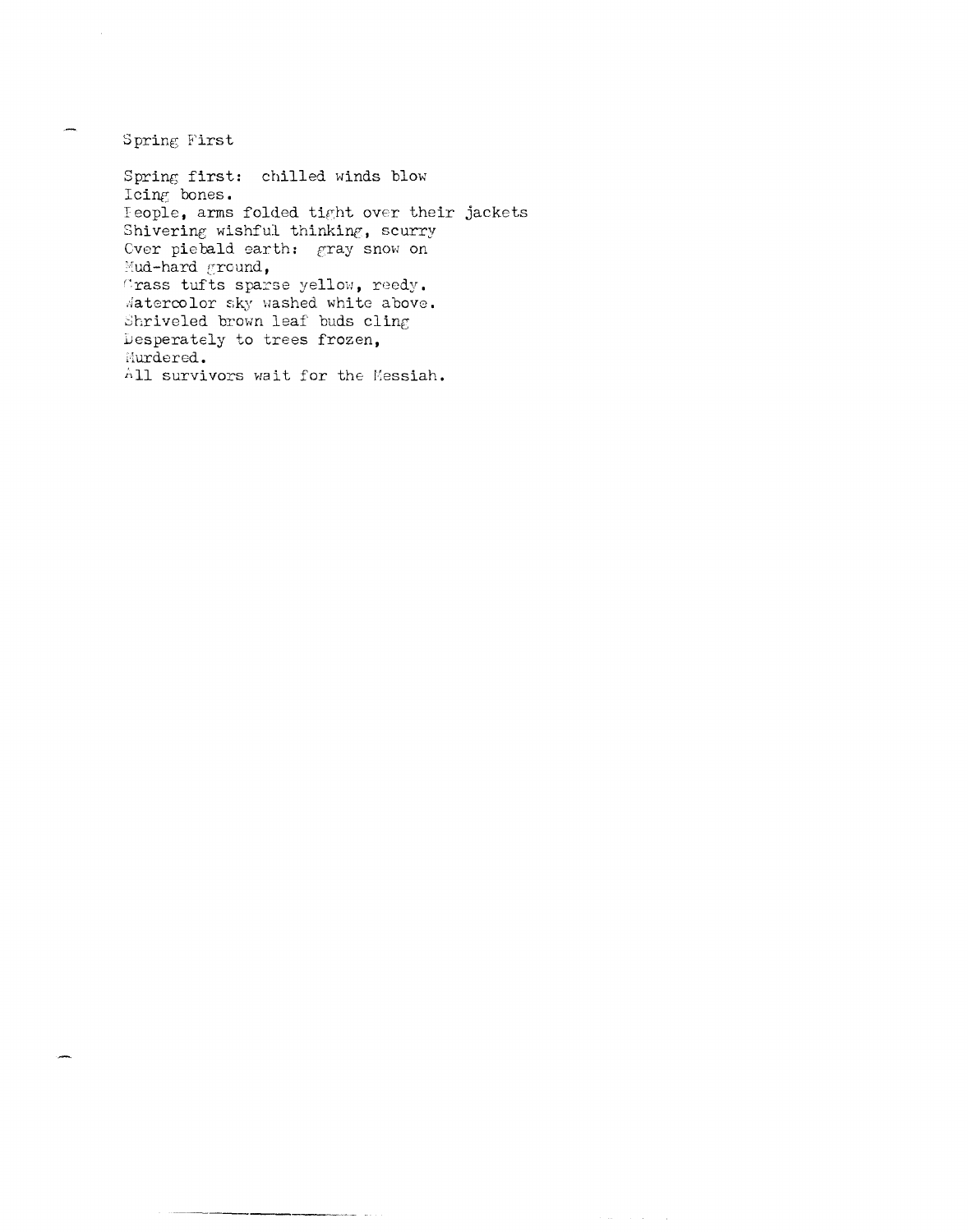Spring First

Spring first: chilled winds blow  
Icing bones.  
People, arms folded tight over their jackets  
Shivering wishful thinking, scurry  
Over piebald earth: gray snow on  
Mud-hard ground,  
Grass tufts sparse yellow, reedy.  
Watercolor sky washed white above.  
Shriveled brown leaf buds cling  
Desperately to trees frozen,  
Murdered.  
All survivors wait for the Messiah.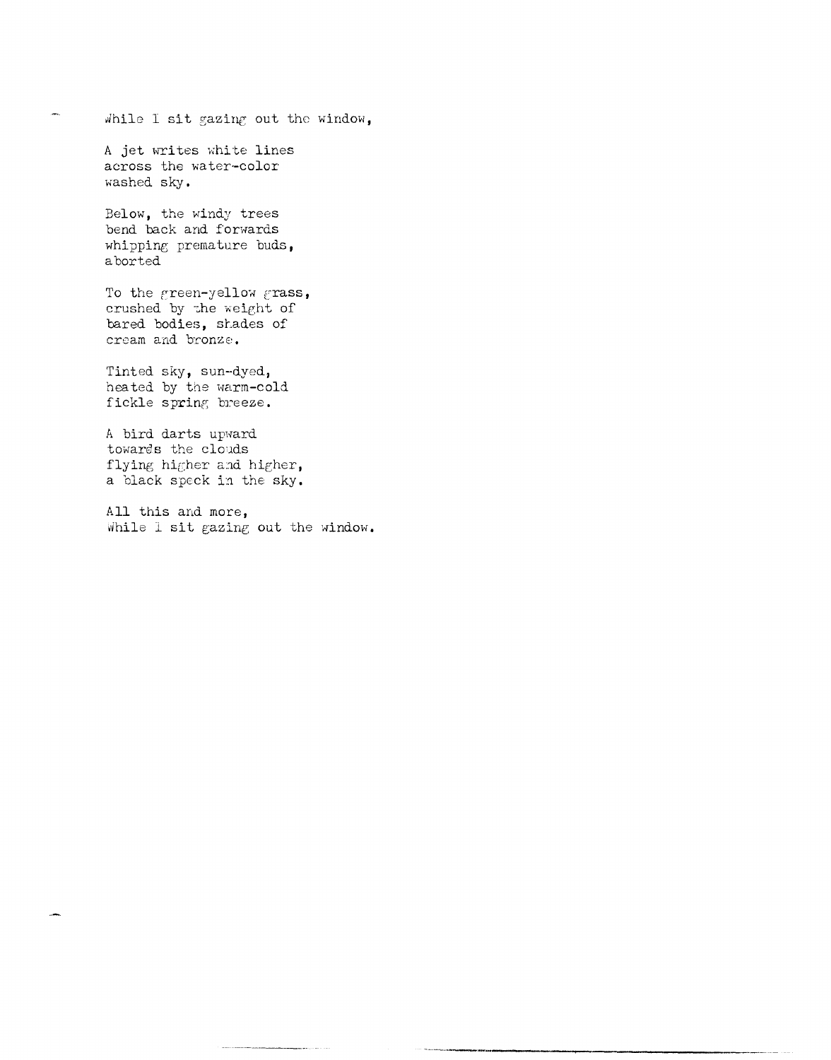While I sit gazing out the window,

A jet writes white lines  
across the water-color  
washed sky.

Below, the windy trees  
bend back and forwards  
whipping premature buds,  
aborted

To the green-yellow grass,  
crushed by the weight of  
bared bodies, shades of  
cream and bronze.

Tinted sky, sun-dyed,  
heated by the warm-cold  
fickle spring breeze.

A bird darts upward  
towards the clouds  
flying higher and higher,  
a black speck in the sky.

All this and more,  
While I sit gazing out the window.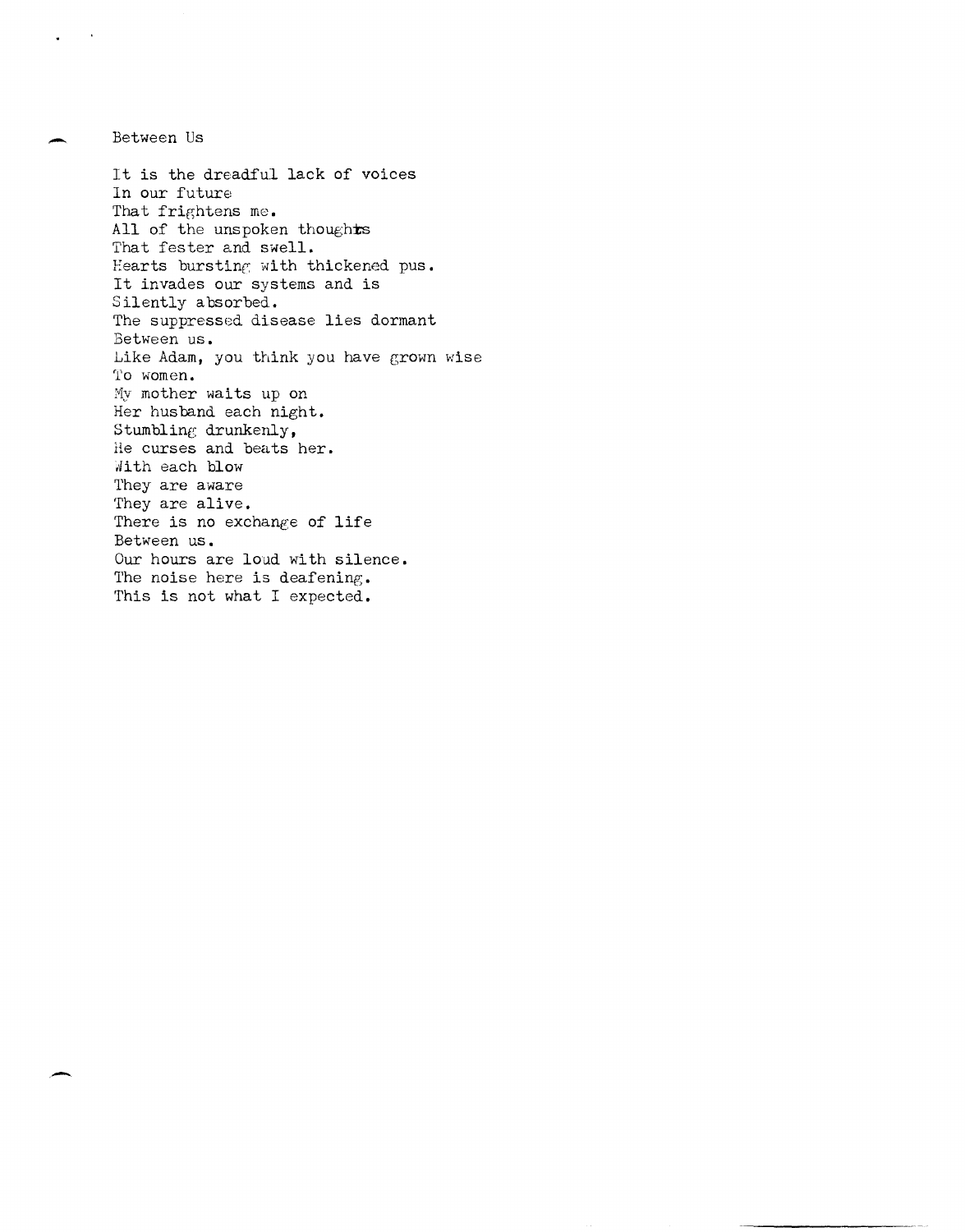Between Us

It is the dreadful lack of voices  
In our future  
That frightens me.  
All of the unspoken thoughts  
That fester and swell.  
Hearts bursting with thickened pus.  
It invades our systems and is  
Silently absorbed.  
The suppressed disease lies dormant  
Between us.  
Like Adam, you think you have grown wise  
To women.  
My mother waits up on  
Her husband each night.  
Stumbling drunkenly,  
He curses and beats her.  
With each blow  
They are aware  
They are alive.  
There is no exchange of life  
Between us.  
Our hours are loud with silence.  
The noise here is deafening.  
This is not what I expected.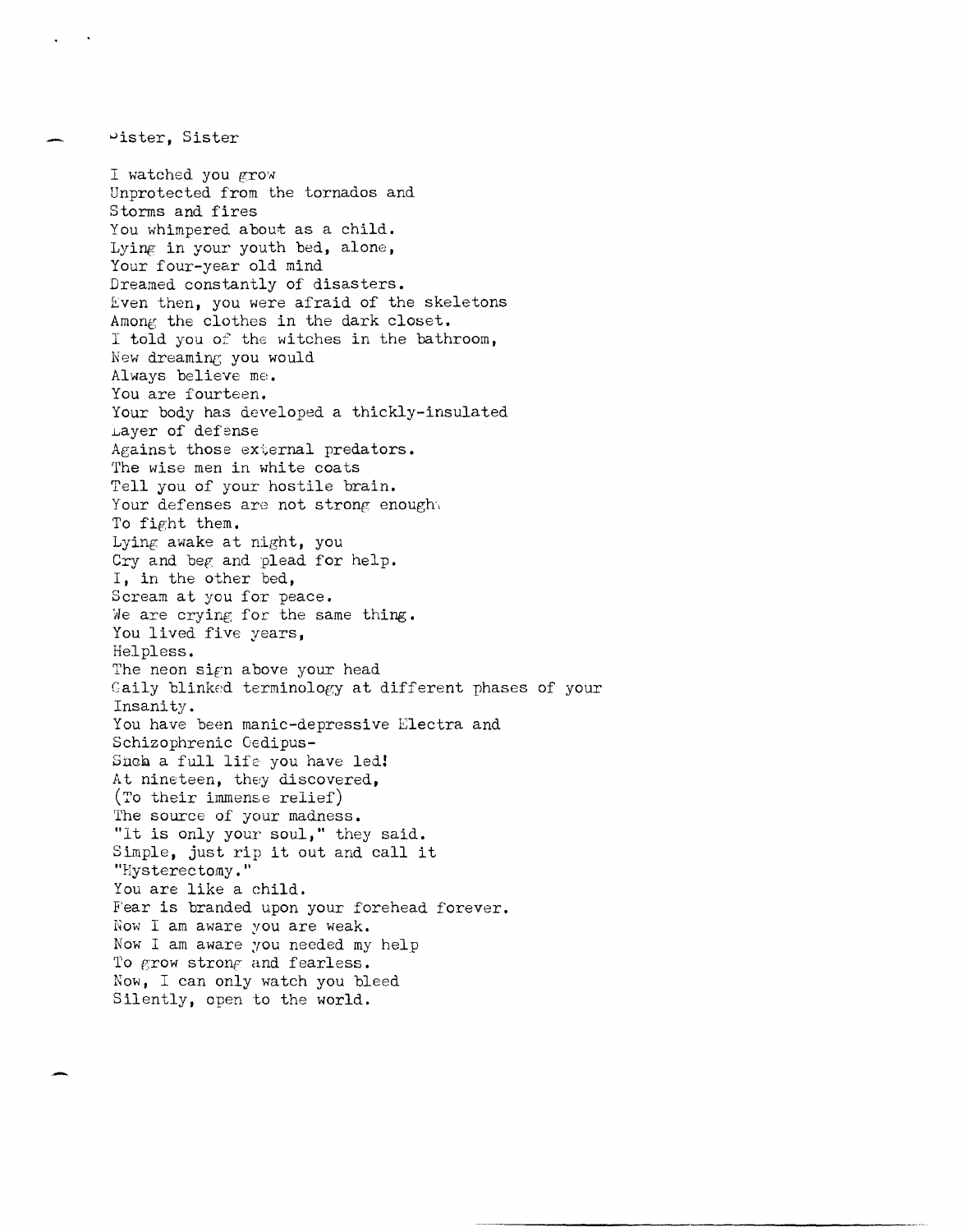Sister, Sister

I watched you grow
Unprotected from the tornados and
Storms and fires
You whimpered about as a child.
Lying in your youth bed, alone,
Your four-year old mind
Dreamed constantly of disasters.
Even then, you were afraid of the skeletons
Among the clothes in the dark closet.
I told you of the witches in the bathroom,
New dreaming you would
Always believe me.
You are fourteen.
Your body has developed a thickly-insulated
Layer of defense
Against those external predators.
The wise men in white coats
Tell you of your hostile brain.
Your defenses are not strong enough
To fight them.
Lying awake at night, you
Cry and beg and plead for help.
I, in the other bed,
Scream at you for peace.
We are crying for the same thing.
You lived five years,
Helpless.
The neon sign above your head
Gaily blinked terminology at different phases of your
Insanity.
You have been manic-depressive Electra and
Schizophrenic Oedipus-
Such a full life you have led!
At nineteen, they discovered,
(To their immense relief)
The source of your madness.
"It is only your soul," they said.
Simple, just rip it out and call it
"Hysterectomy."
You are like a child.
Fear is branded upon your forehead forever.
Now I am aware you are weak.
Now I am aware you needed my help
To grow strong and fearless.
Now, I can only watch you bleed
Silently, open to the world.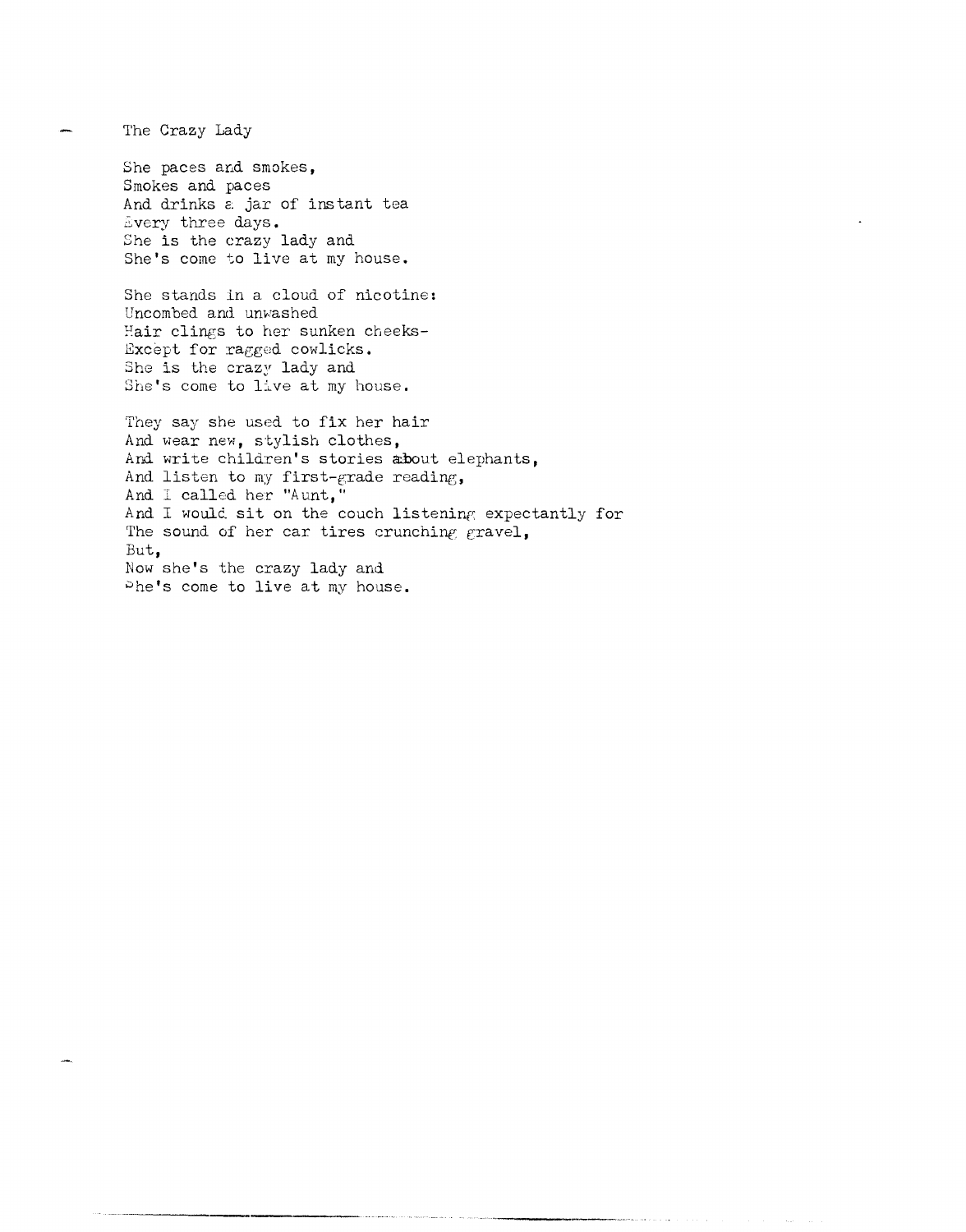# The Crazy Lady

She paces and smokes,
Smokes and paces
And drinks a jar of instant tea
Every three days.
She is the crazy lady and
She's come to live at my house.

She stands in a cloud of nicotine:
Uncombed and unwashed
Hair clings to her sunken cheeks-
Except for ragged cowlicks.
She is the crazy lady and
She's come to live at my house.

They say she used to fix her hair
And wear new, stylish clothes,
And write children's stories about elephants,
And listen to my first-grade reading,
And I called her "Aunt,"
And I would sit on the couch listening expectantly for
The sound of her car tires crunching gravel,
But,
Now she's the crazy lady and
She's come to live at my house.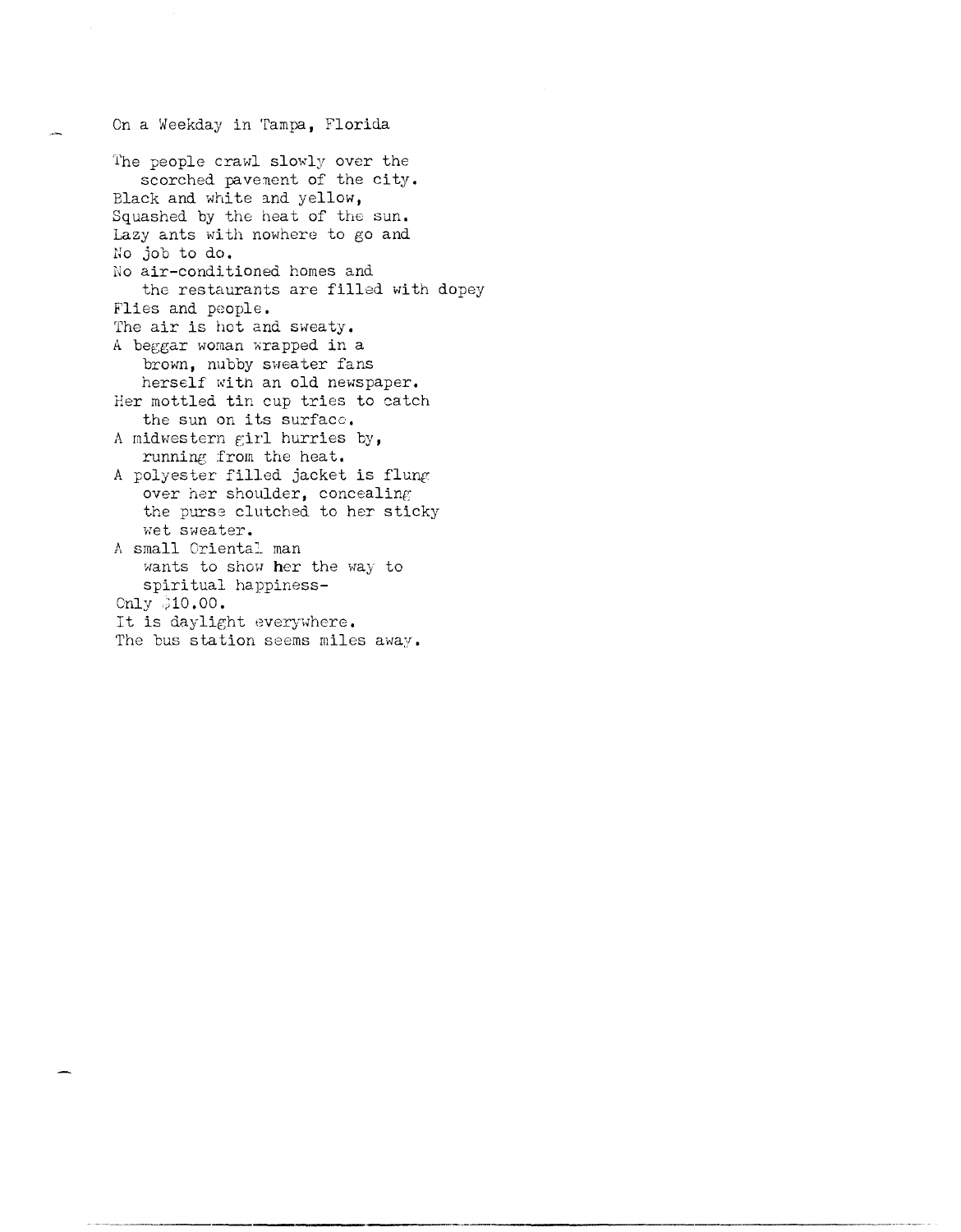On a Weekday in Tampa, Florida

The people crawl slowly over the
   scorched pavement of the city.
Black and white and yellow,
Squashed by the heat of the sun.
Lazy ants with nowhere to go and
No job to do.
No air-conditioned homes and
   the restaurants are filled with dopey
Flies and people.
The air is hot and sweaty.
A beggar woman wrapped in a
   brown, nubby sweater fans
   herself with an old newspaper.
Her mottled tin cup tries to catch
   the sun on its surface.
A midwestern girl hurries by,
   running from the heat.
A polyester filled jacket is flung
   over her shoulder, concealing
   the purse clutched to her sticky
   wet sweater.
A small Oriental man
   wants to show her the way to
   spiritual happiness-
Only $10.00.
It is daylight everywhere.
The bus station seems miles away.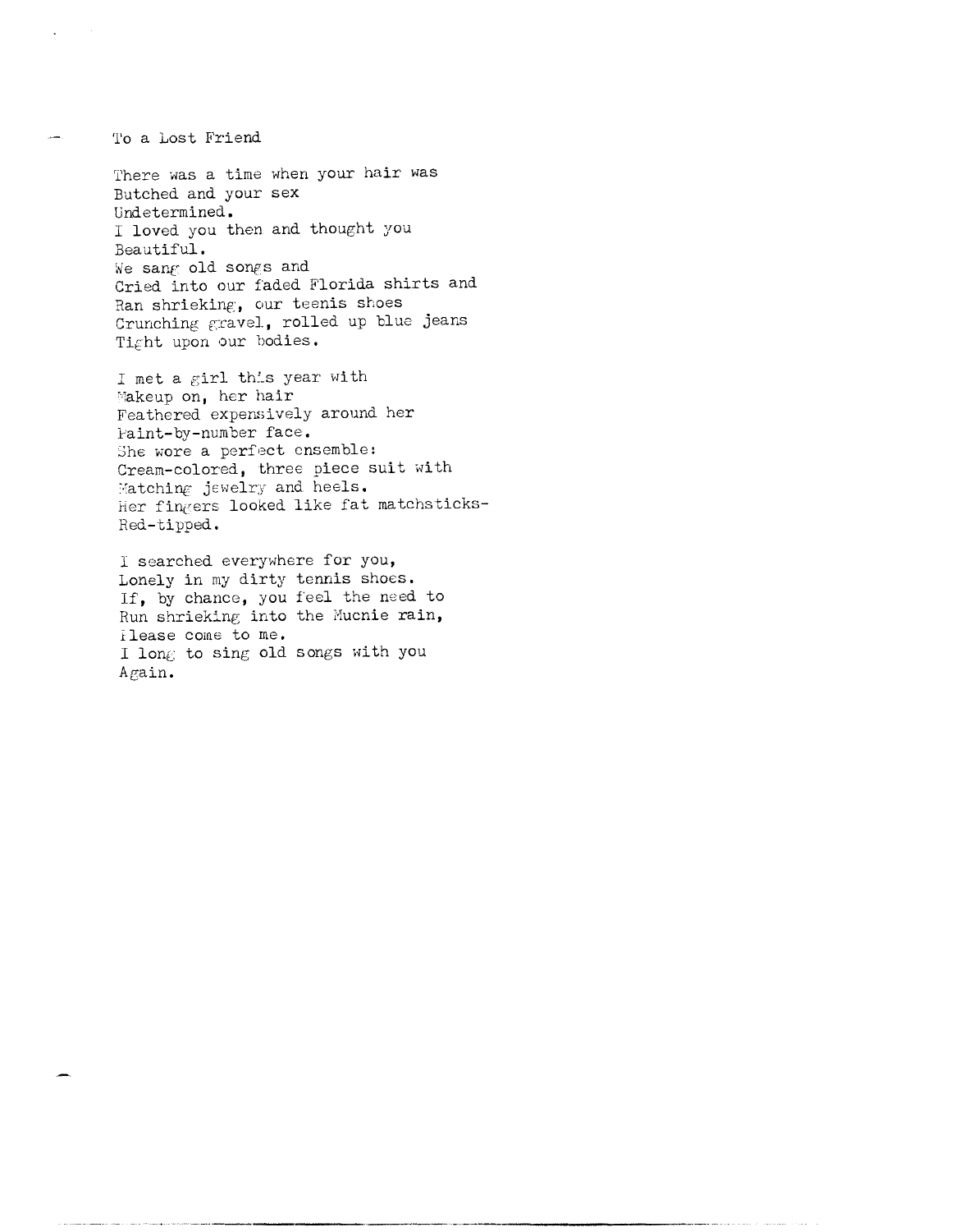To a Lost Friend

There was a time when your hair was  
Butched and your sex  
Undetermined.  
I loved you then and thought you  
Beautiful.  
We sang old songs and  
Cried into our faded Florida shirts and  
Ran shrieking, our teenis shoes  
Crunching gravel, rolled up blue jeans  
Tight upon our bodies.

I met a girl this year with  
Makeup on, her hair  
Feathered expensively around her  
Paint-by-number face.  
She wore a perfect ensemble:  
Cream-colored, three piece suit with  
Matching jewelry and heels.  
Her fingers looked like fat matchsticks-  
Red-tipped.

I searched everywhere for you,  
Lonely in my dirty tennis shoes.  
If, by chance, you feel the need to  
Run shrieking into the Mucnie rain,  
Please come to me.  
I long to sing old songs with you  
Again.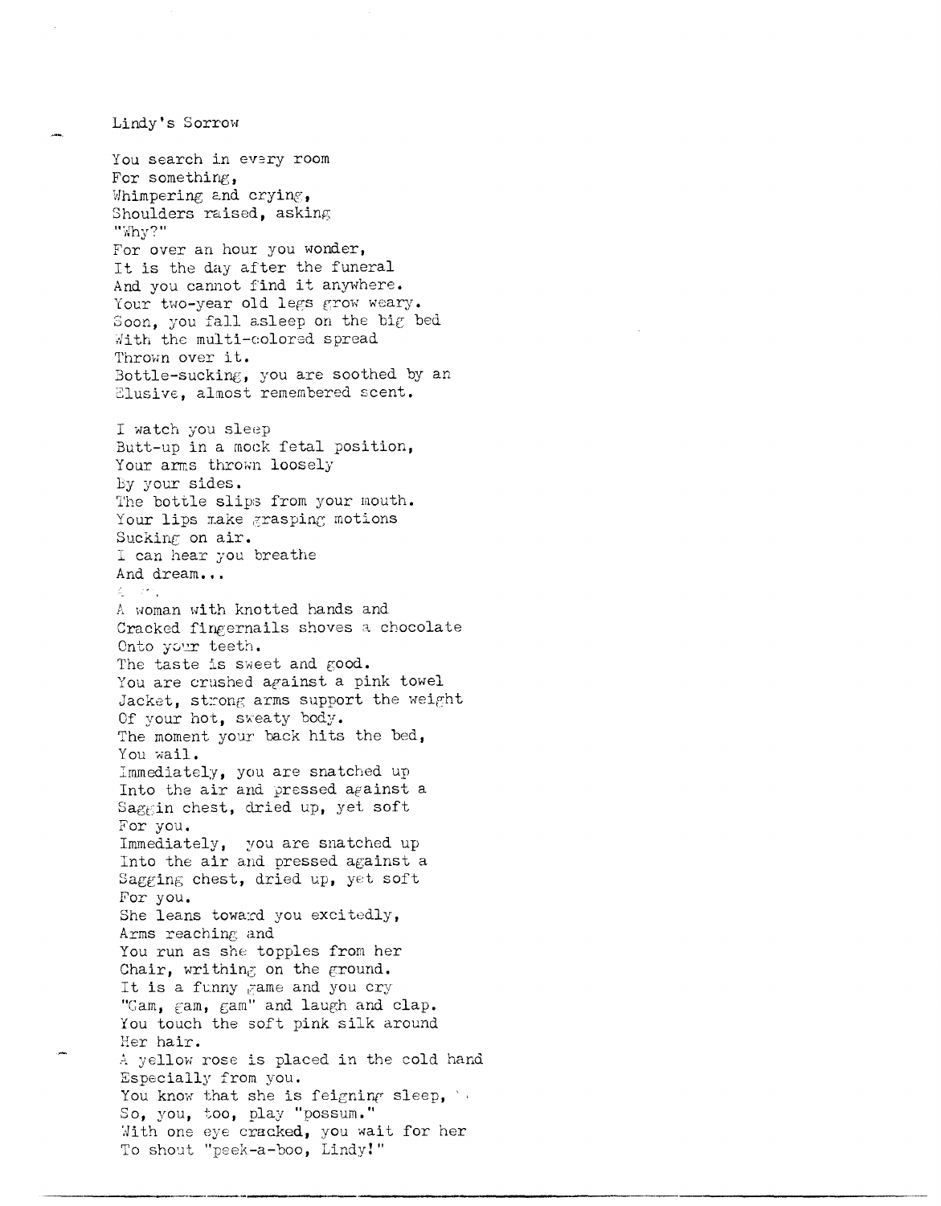Lindy's Sorrow

You search in every room  
For something,  
Whimpering and crying,  
Shoulders raised, asking  
"Why?"  
For over an hour you wonder,  
It is the day after the funeral  
And you cannot find it anywhere.  
Your two-year old legs grow weary.  
Soon, you fall asleep on the big bed  
With the multi-colored spread  
Thrown over it.  
Bottle-sucking, you are soothed by an  
Elusive, almost remembered scent.

I watch you sleep  
Butt-up in a mock fetal position,  
Your arms thrown loosely  
By your sides.  
The bottle slips from your mouth.  
Your lips make grasping motions  
Sucking on air.  
I can hear you breathe  
And dream...

A woman with knotted hands and  
Cracked fingernails shoves a chocolate  
Onto your teeth.  
The taste is sweet and good.  
You are crushed against a pink towel  
Jacket, strong arms support the weight  
Of your hot, sweaty body.  
The moment your back hits the bed,  
You wail.  
Immediately, you are snatched up  
Into the air and pressed against a  
Saggin chest, dried up, yet soft  
For you.  
Immediately, you are snatched up  
Into the air and pressed against a  
Sagging chest, dried up, yet soft  
For you.  
She leans toward you excitedly,  
Arms reaching and  
You run as she topples from her  
Chair, writhing on the ground.  
It is a funny game and you cry  
"Gam, gam, gam" and laugh and clap.  
You touch the soft pink silk around  
Her hair.  
A yellow rose is placed in the cold hand  
Especially from you.  
You know that she is feigning sleep,  
So, you, too, play "possum."  
With one eye cracked, you wait for her  
To shout "peek-a-boo, Lindy!"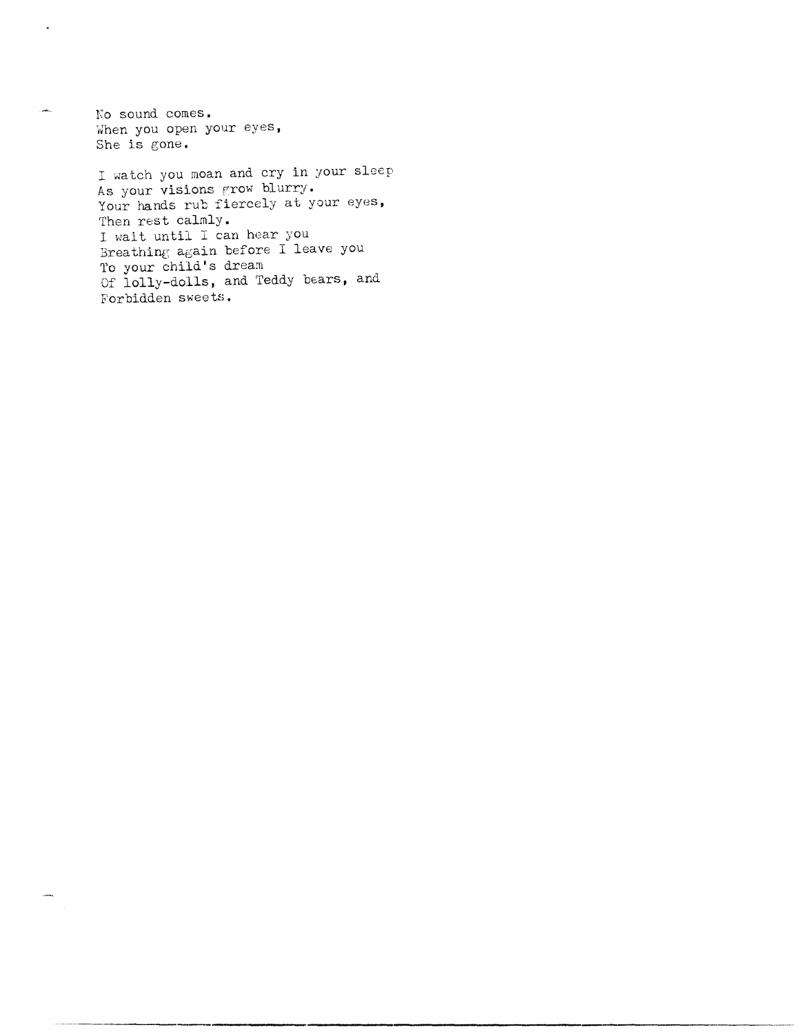No sound comes.  
When you open your eyes,  
She is gone.

I watch you moan and cry in your sleep  
As your visions grow blurry.  
Your hands rub fiercely at your eyes,  
Then rest calmly.  
I wait until I can hear you  
Breathing again before I leave you  
To your child's dream  
Of lolly-dolls, and Teddy bears, and  
Forbidden sweets.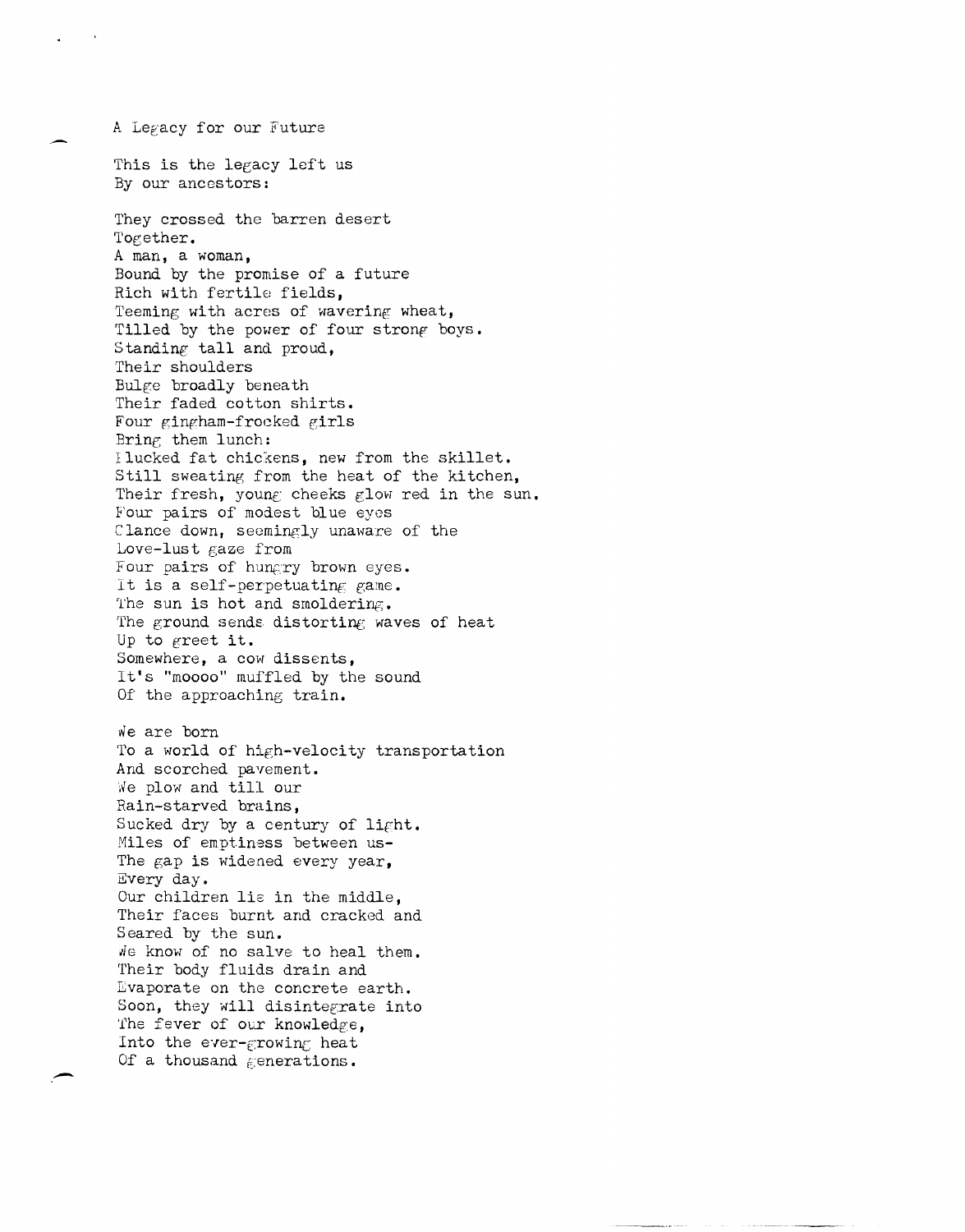# A Legacy for our Future

This is the legacy left us  
By our ancestors:

They crossed the barren desert  
Together.  
A man, a woman,  
Bound by the promise of a future  
Rich with fertile fields,  
Teeming with acres of wavering wheat,  
Tilled by the power of four strong boys.  
Standing tall and proud,  
Their shoulders  
Bulge broadly beneath  
Their faded cotton shirts.  
Four gingham-frocked girls  
Bring them lunch:  
Plucked fat chickens, new from the skillet.  
Still sweating from the heat of the kitchen,  
Their fresh, young cheeks glow red in the sun.  
Four pairs of modest blue eyes  
Glance down, seemingly unaware of the  
Love-lust gaze from  
Four pairs of hungry brown eyes.  
It is a self-perpetuating game.  
The sun is hot and smoldering.  
The ground sends distorting waves of heat  
Up to greet it.  
Somewhere, a cow dissents,  
It's "moooo" muffled by the sound  
Of the approaching train.

We are born  
To a world of high-velocity transportation  
And scorched pavement.  
We plow and till our  
Rain-starved brains,  
Sucked dry by a century of light.  
Miles of emptiness between us-  
The gap is widened every year,  
Every day.  
Our children lie in the middle,  
Their faces burnt and cracked and  
Seared by the sun.  
We know of no salve to heal them.  
Their body fluids drain and  
Evaporate on the concrete earth.  
Soon, they will disintegrate into  
The fever of our knowledge,  
Into the ever-growing heat  
Of a thousand generations.